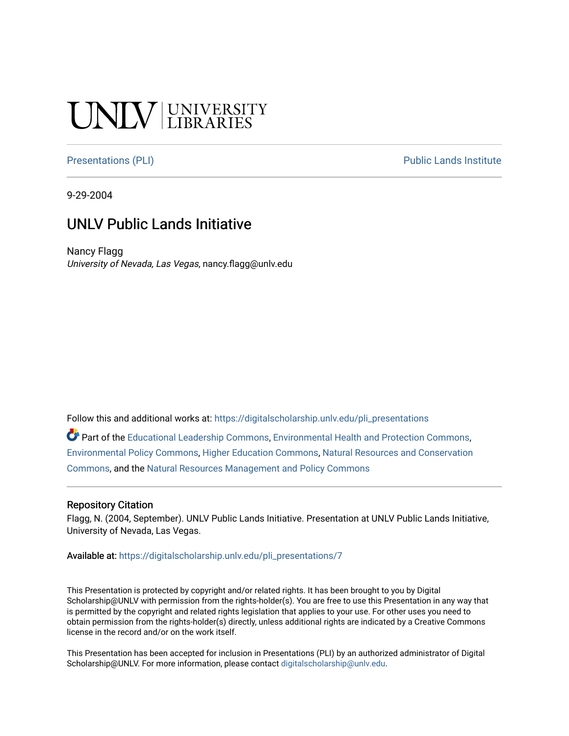UNLV | UNIVERSITY LIBRARIES

Presentations (PLI) | Public Lands Institute

9-29-2004

# UNLV Public Lands Initiative

Nancy Flagg
*University of Nevada, Las Vegas*, nancy.flagg@unlv.edu

Follow this and additional works at: https://digitalscholarship.unlv.edu/pli_presentations

Part of the Educational Leadership Commons, Environmental Health and Protection Commons, Environmental Policy Commons, Higher Education Commons, Natural Resources and Conservation Commons, and the Natural Resources Management and Policy Commons

### Repository Citation

Flagg, N. (2004, September). UNLV Public Lands Initiative. Presentation at UNLV Public Lands Initiative, University of Nevada, Las Vegas.

Available at: https://digitalscholarship.unlv.edu/pli_presentations/7

This Presentation is protected by copyright and/or related rights. It has been brought to you by Digital Scholarship@UNLV with permission from the rights-holder(s). You are free to use this Presentation in any way that is permitted by the copyright and related rights legislation that applies to your use. For other uses you need to obtain permission from the rights-holder(s) directly, unless additional rights are indicated by a Creative Commons license in the record and/or on the work itself.

This Presentation has been accepted for inclusion in Presentations (PLI) by an authorized administrator of Digital Scholarship@UNLV. For more information, please contact digitalscholarship@unlv.edu.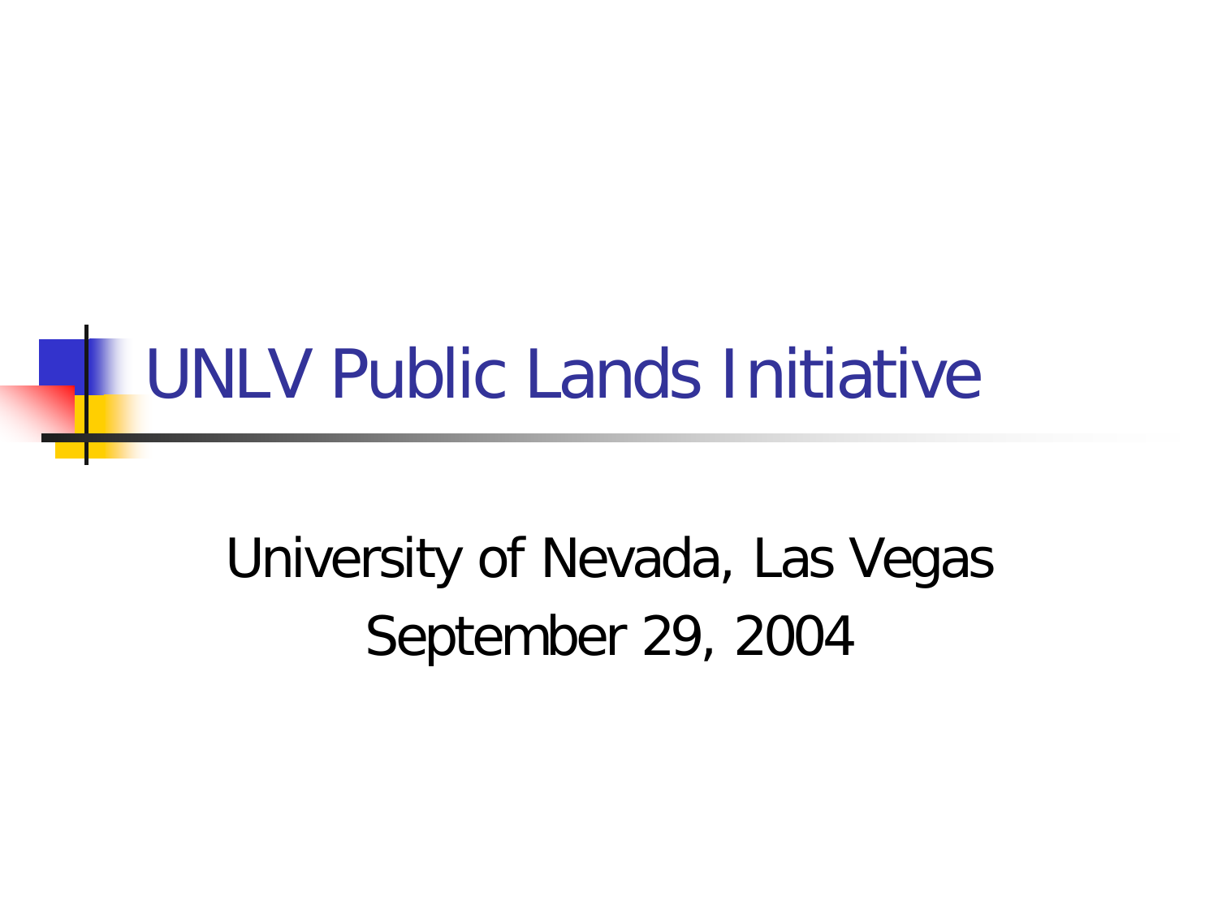# UNLV Public Lands Initiative

University of Nevada, Las Vegas

September 29, 2004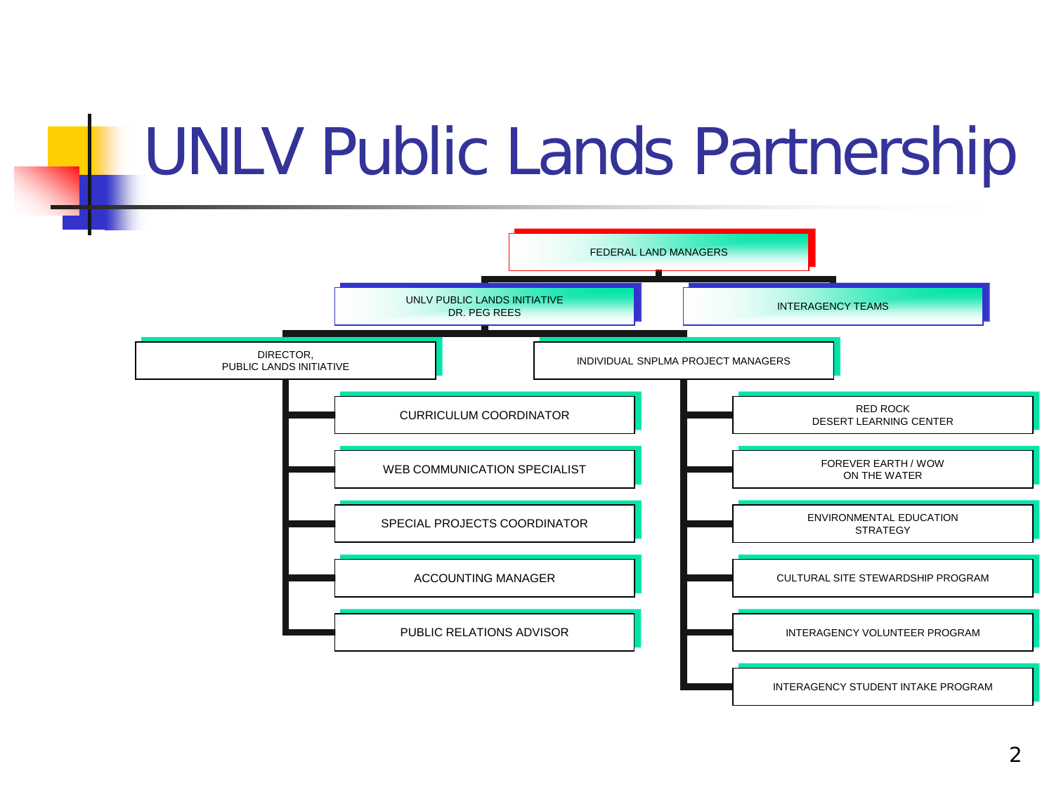# UNLV Public Lands Partnership

- FEDERAL LAND MANAGERS
  - UNLV PUBLIC LANDS INITIATIVE
    DR. PEG REES
    - DIRECTOR,
      PUBLIC LANDS INITIATIVE
      - CURRICULUM COORDINATOR
      - WEB COMMUNICATION SPECIALIST
      - SPECIAL PROJECTS COORDINATOR
      - ACCOUNTING MANAGER
      - PUBLIC RELATIONS ADVISOR
    - INDIVIDUAL SNPLMA PROJECT MANAGERS
      - RED ROCK
        DESERT LEARNING CENTER
      - FOREVER EARTH / WOW
        ON THE WATER
      - ENVIRONMENTAL EDUCATION
        STRATEGY
      - CULTURAL SITE STEWARDSHIP PROGRAM
      - INTERAGENCY VOLUNTEER PROGRAM
      - INTERAGENCY STUDENT INTAKE PROGRAM
  - INTERAGENCY TEAMS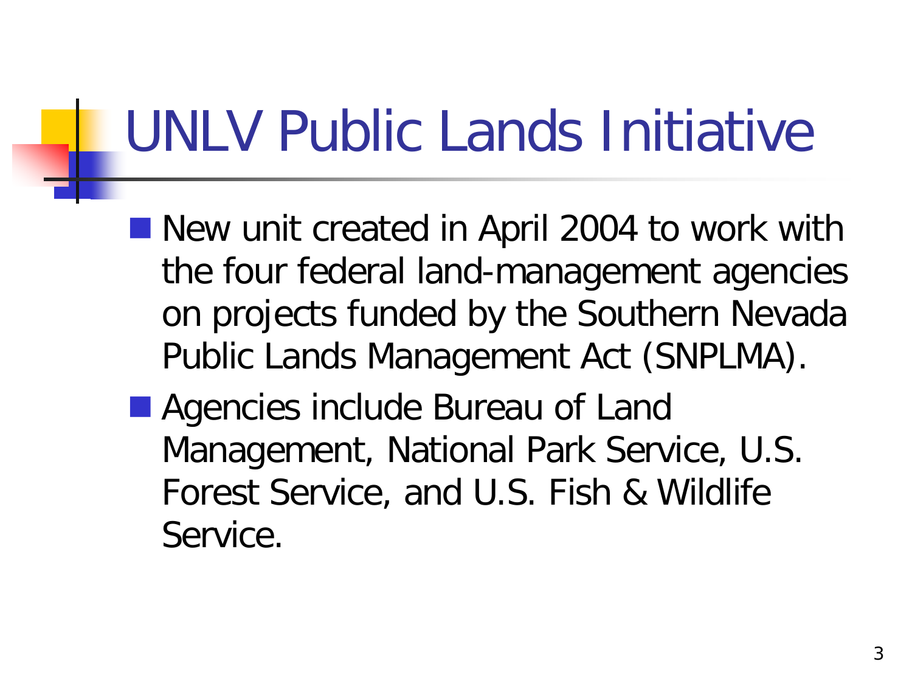# UNLV Public Lands Initiative

- New unit created in April 2004 to work with the four federal land-management agencies on projects funded by the Southern Nevada Public Lands Management Act (SNPLMA).
- Agencies include Bureau of Land Management, National Park Service, U.S. Forest Service, and U.S. Fish & Wildlife Service.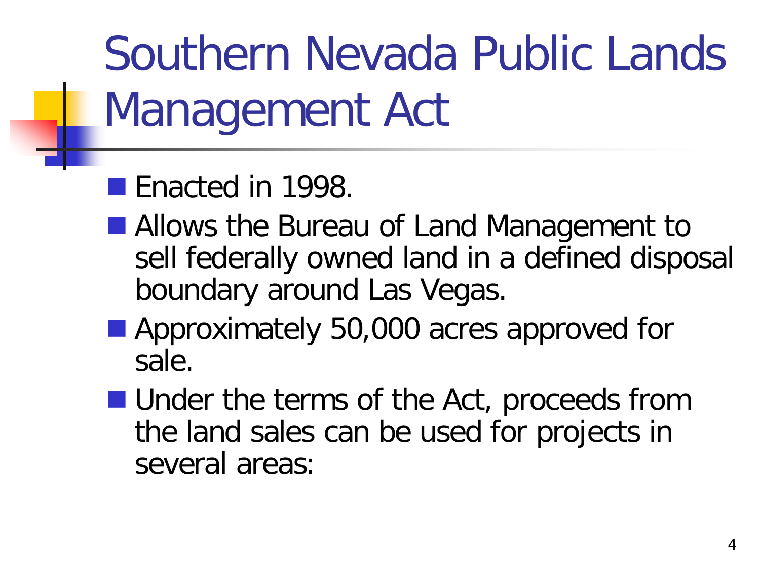# Southern Nevada Public Lands Management Act

- Enacted in 1998.
- Allows the Bureau of Land Management to sell federally owned land in a defined disposal boundary around Las Vegas.
- Approximately 50,000 acres approved for sale.
- Under the terms of the Act, proceeds from the land sales can be used for projects in several areas: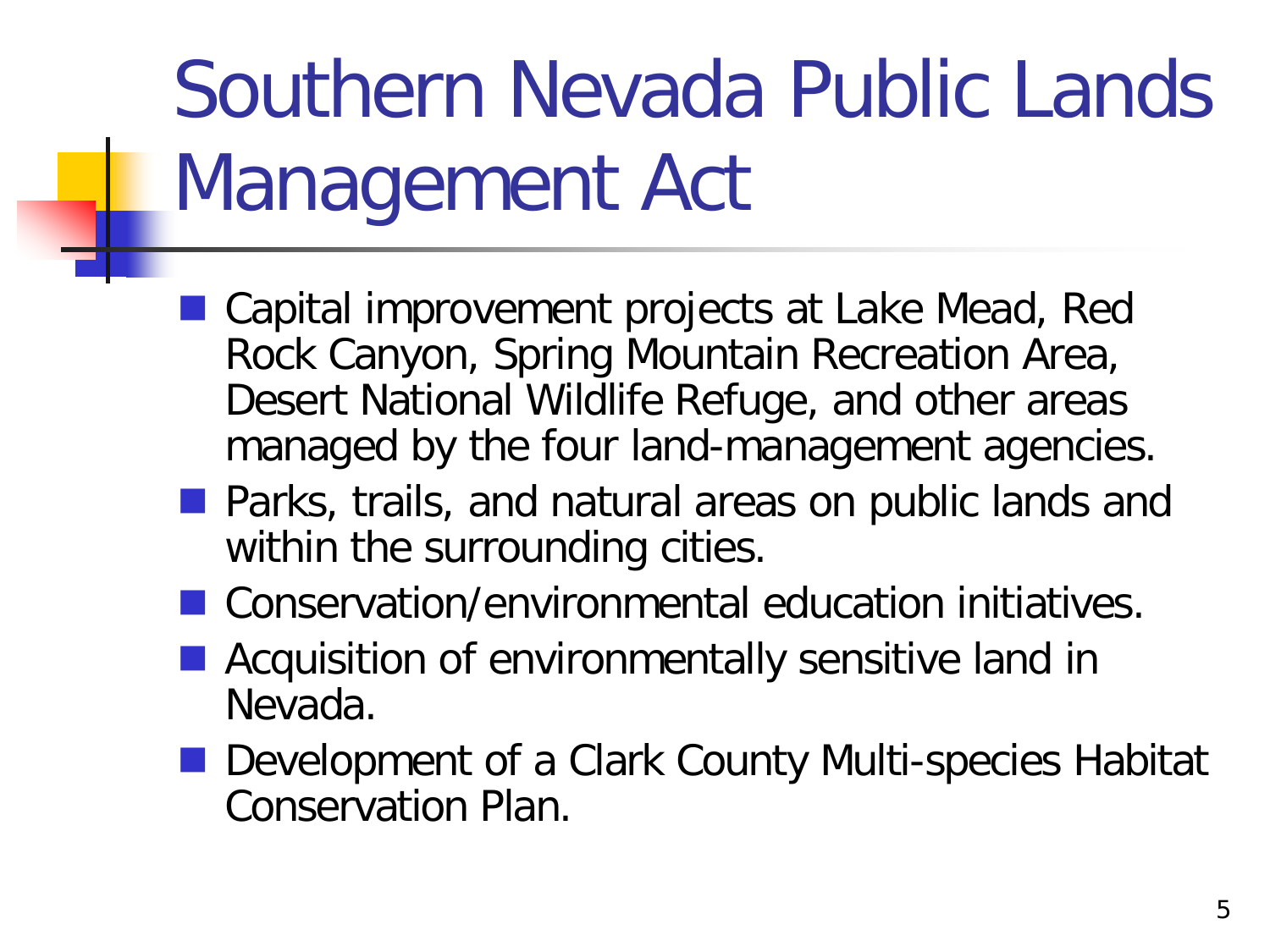# Southern Nevada Public Lands Management Act

- Capital improvement projects at Lake Mead, Red Rock Canyon, Spring Mountain Recreation Area, Desert National Wildlife Refuge, and other areas managed by the four land-management agencies.
- Parks, trails, and natural areas on public lands and within the surrounding cities.
- Conservation/environmental education initiatives.
- Acquisition of environmentally sensitive land in Nevada.
- Development of a Clark County Multi-species Habitat Conservation Plan.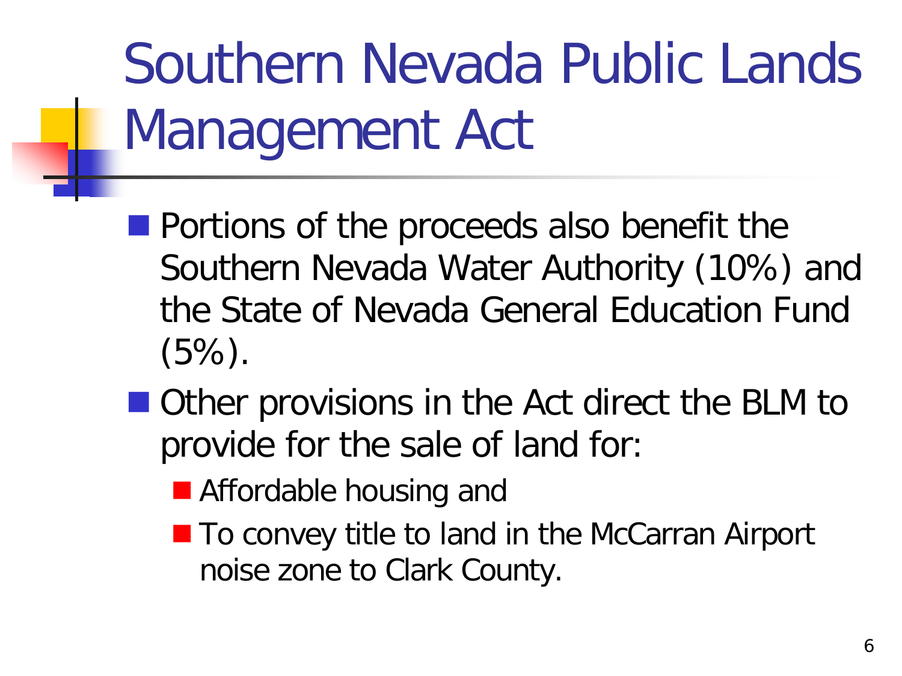# Southern Nevada Public Lands Management Act

- Portions of the proceeds also benefit the Southern Nevada Water Authority (10%) and the State of Nevada General Education Fund (5%).
- Other provisions in the Act direct the BLM to provide for the sale of land for:
  - Affordable housing and
  - To convey title to land in the McCarran Airport noise zone to Clark County.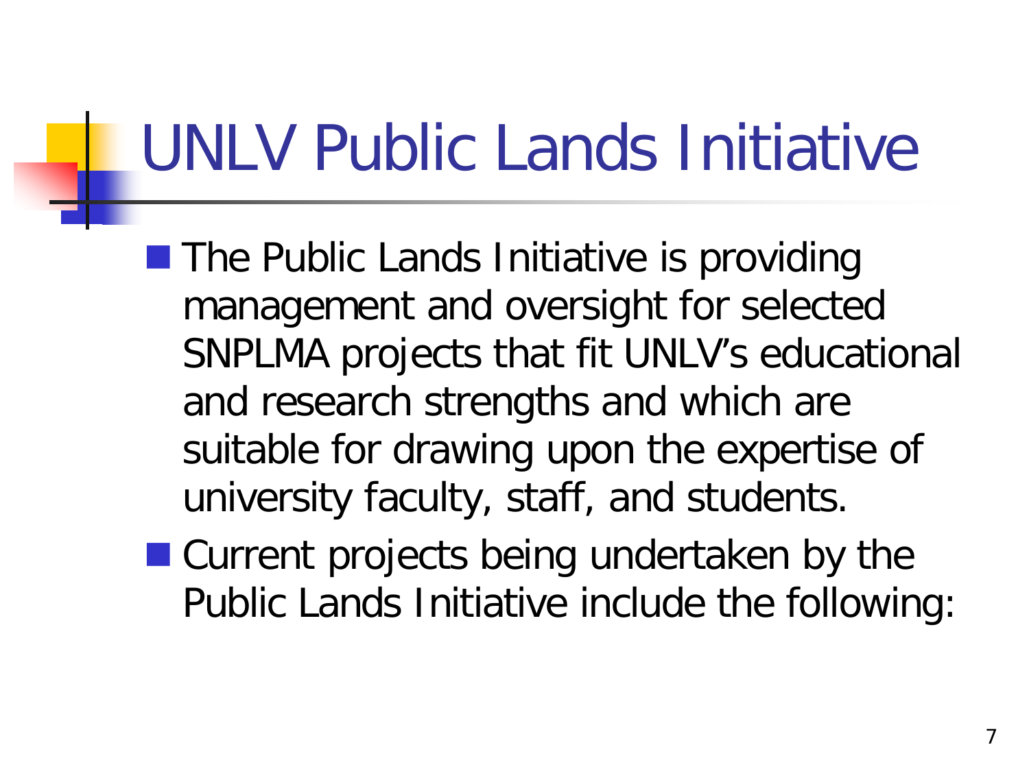# UNLV Public Lands Initiative

- The Public Lands Initiative is providing management and oversight for selected SNPLMA projects that fit UNLV's educational and research strengths and which are suitable for drawing upon the expertise of university faculty, staff, and students.
- Current projects being undertaken by the Public Lands Initiative include the following: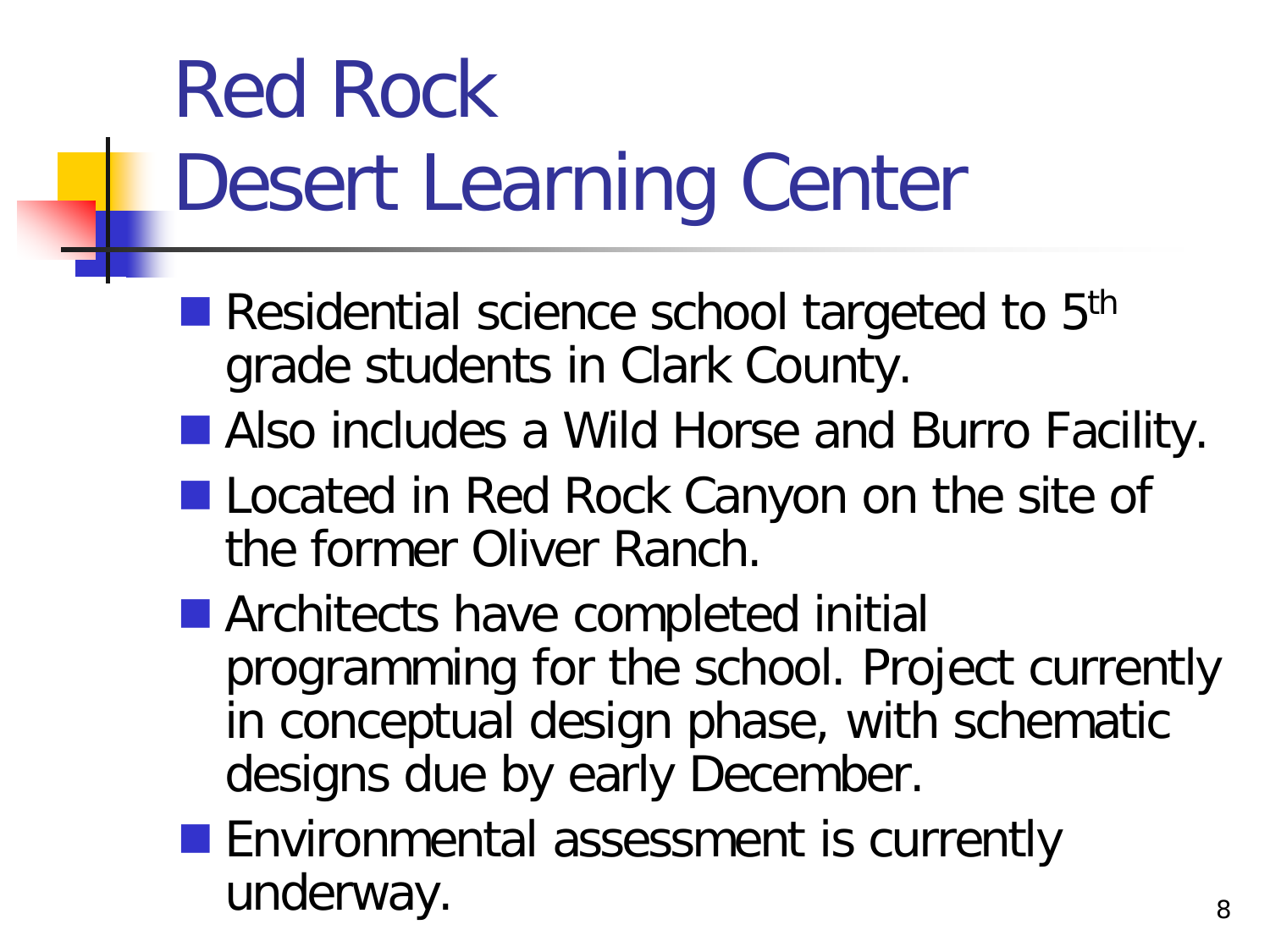# Red Rock Desert Learning Center

- Residential science school targeted to 5th grade students in Clark County.
- Also includes a Wild Horse and Burro Facility.
- Located in Red Rock Canyon on the site of the former Oliver Ranch.
- Architects have completed initial programming for the school. Project currently in conceptual design phase, with schematic designs due by early December.
- Environmental assessment is currently underway.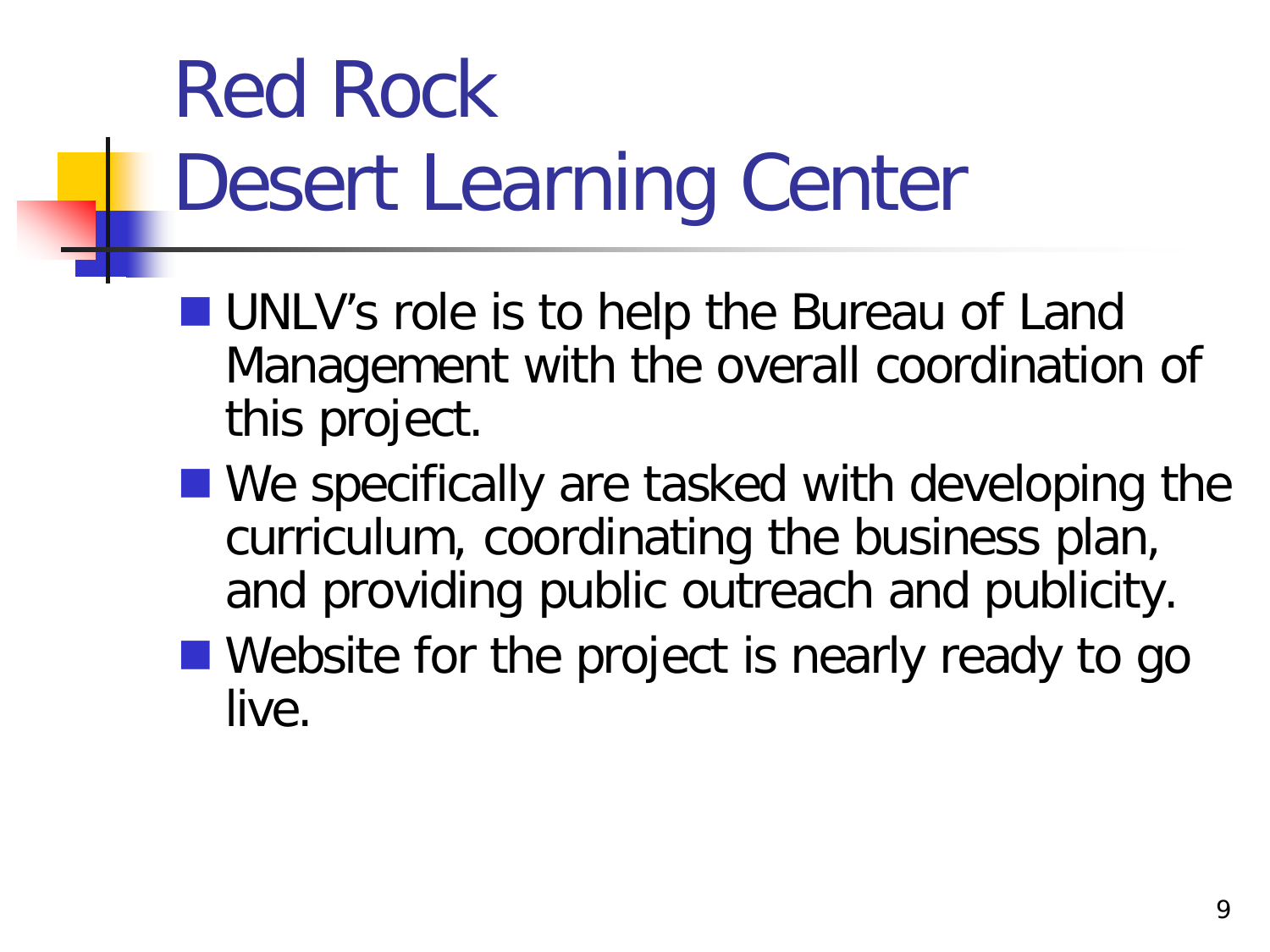# Red Rock Desert Learning Center

- UNLV's role is to help the Bureau of Land Management with the overall coordination of this project.
- We specifically are tasked with developing the curriculum, coordinating the business plan, and providing public outreach and publicity.
- Website for the project is nearly ready to go live.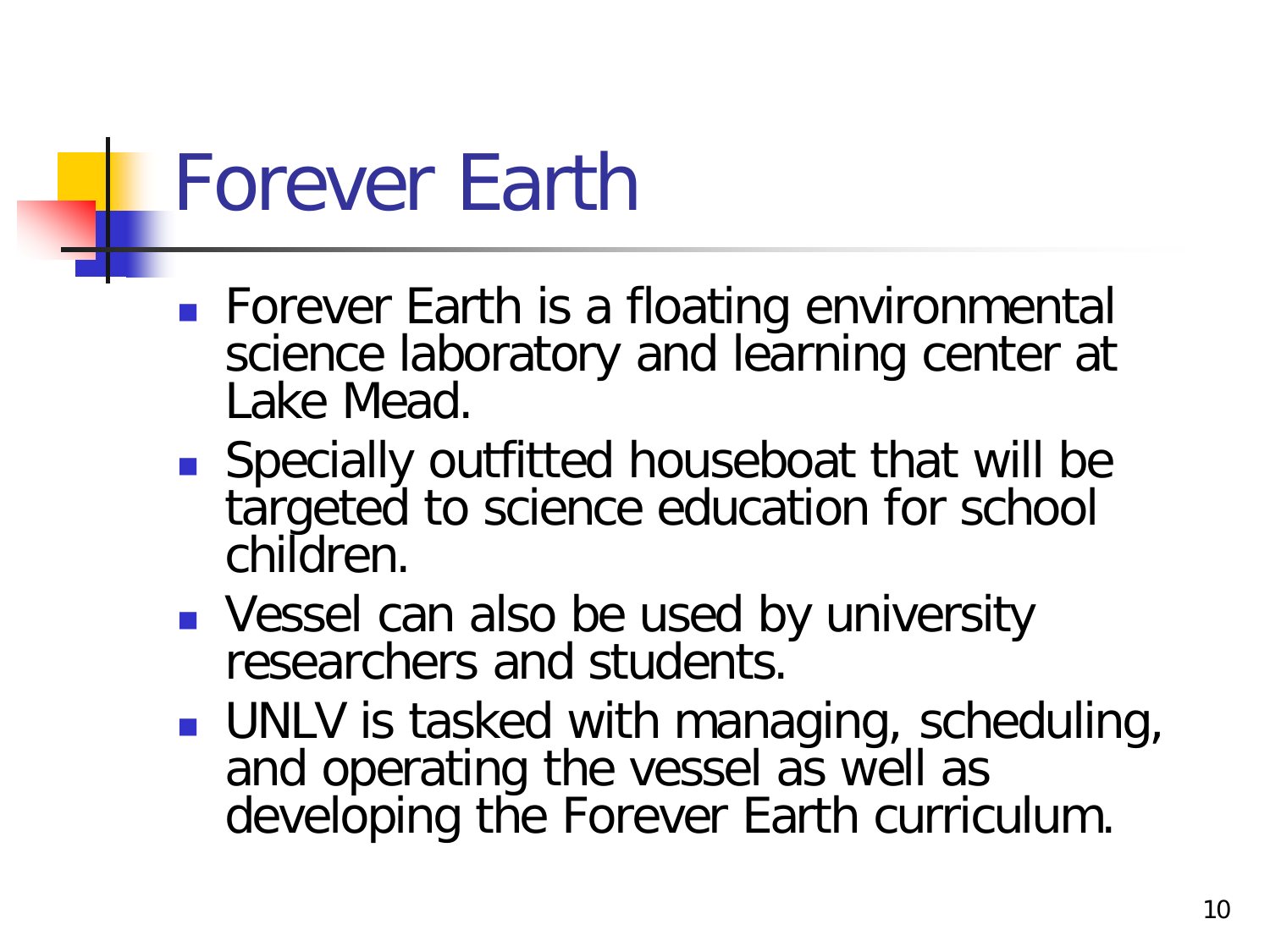# Forever Earth

- Forever Earth is a floating environmental science laboratory and learning center at Lake Mead.
- Specially outfitted houseboat that will be targeted to science education for school children.
- Vessel can also be used by university researchers and students.
- UNLV is tasked with managing, scheduling, and operating the vessel as well as developing the Forever Earth curriculum.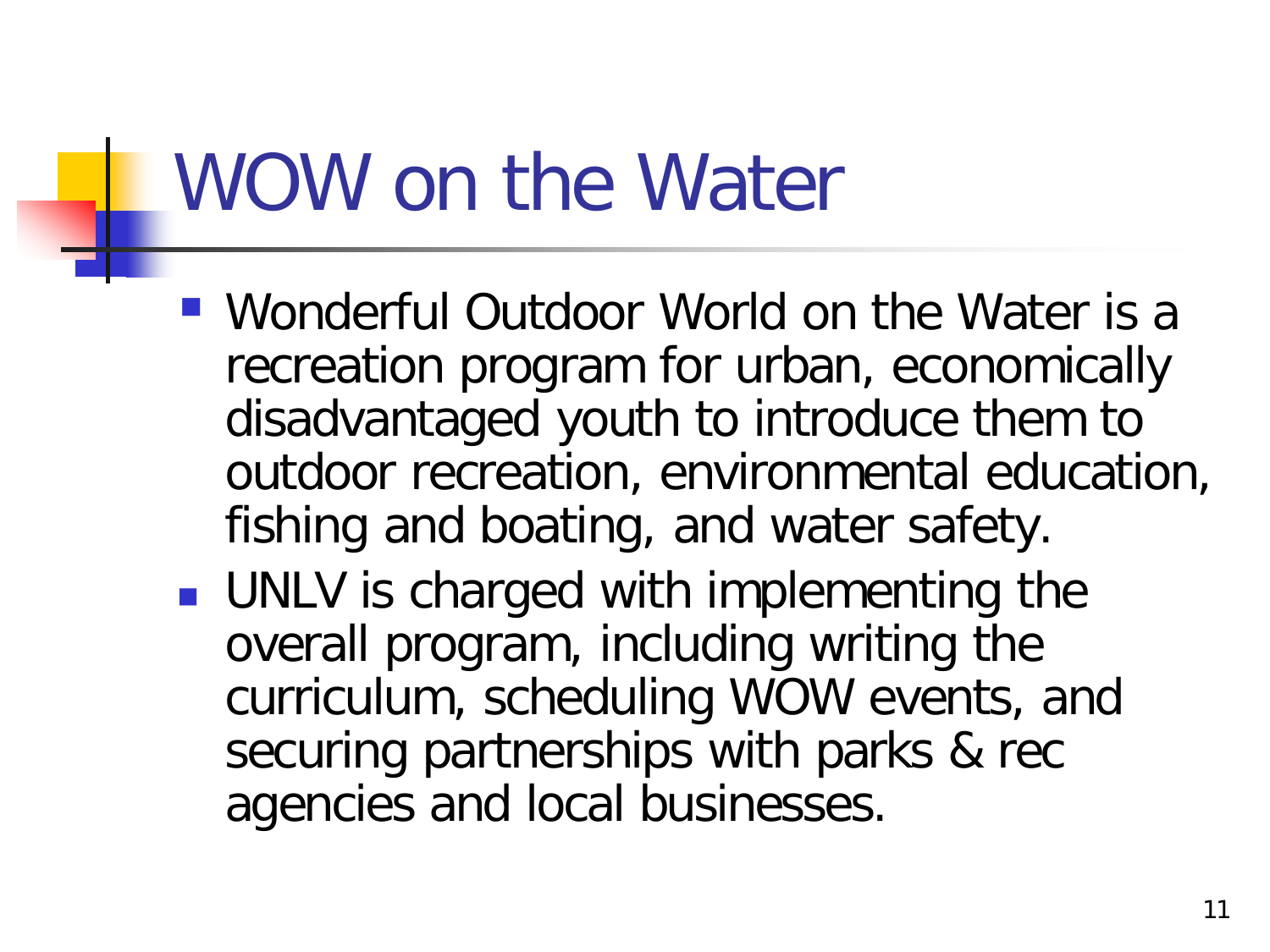# WOW on the Water

- Wonderful Outdoor World on the Water is a recreation program for urban, economically disadvantaged youth to introduce them to outdoor recreation, environmental education, fishing and boating, and water safety.
- UNLV is charged with implementing the overall program, including writing the curriculum, scheduling WOW events, and securing partnerships with parks & rec agencies and local businesses.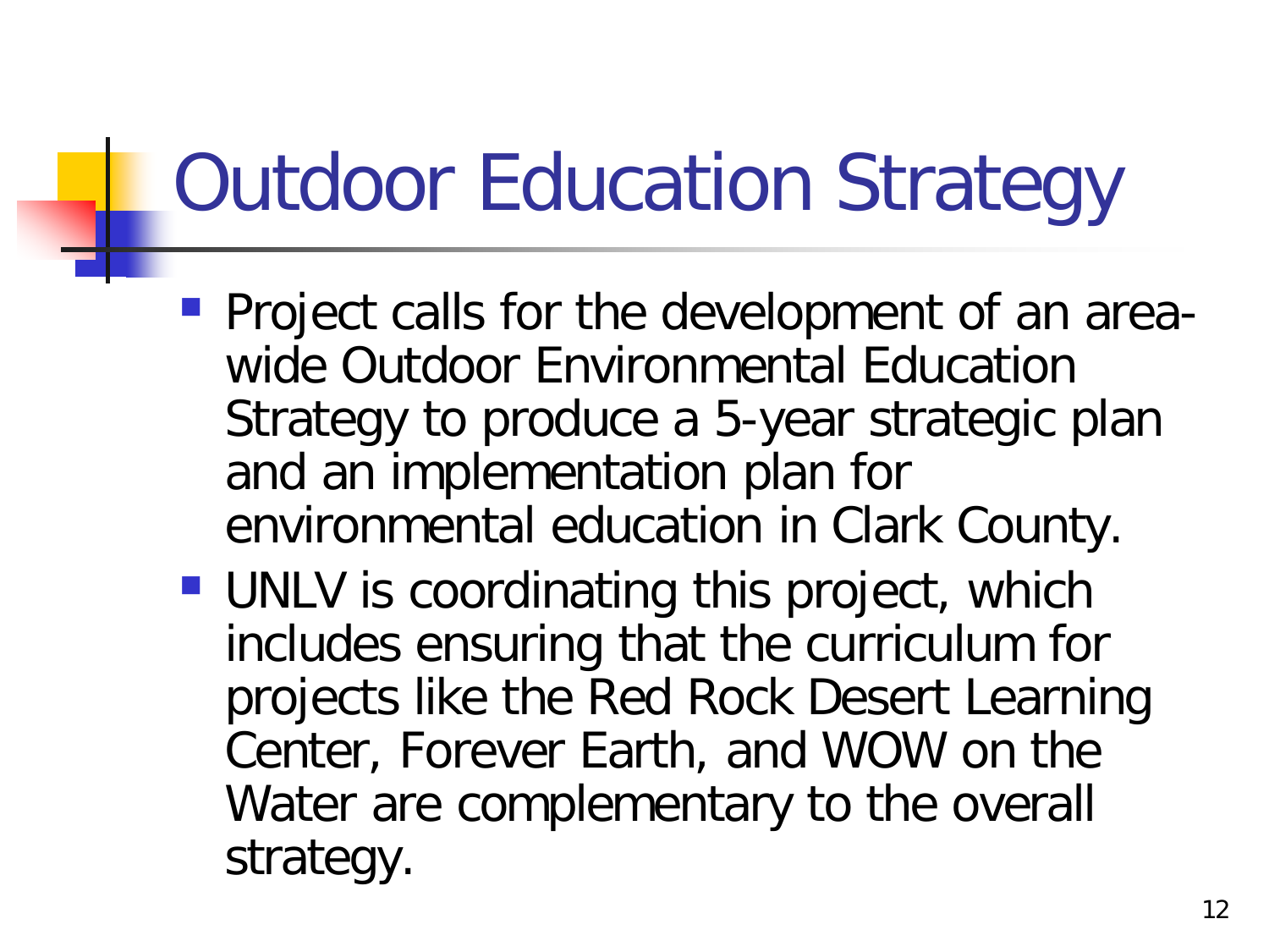# Outdoor Education Strategy

- Project calls for the development of an area-wide Outdoor Environmental Education Strategy to produce a 5-year strategic plan and an implementation plan for environmental education in Clark County.
- UNLV is coordinating this project, which includes ensuring that the curriculum for projects like the Red Rock Desert Learning Center, Forever Earth, and WOW on the Water are complementary to the overall strategy.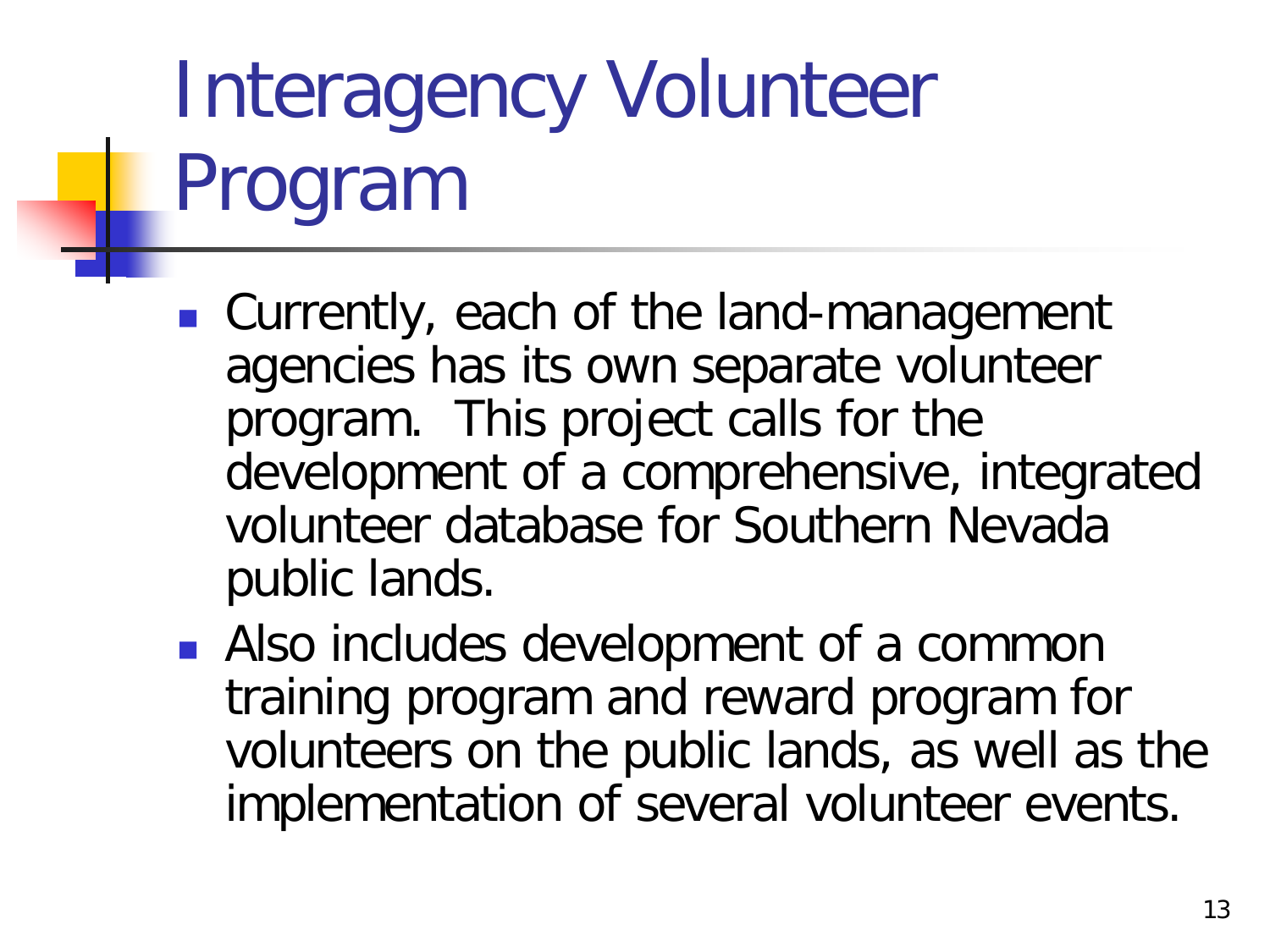# Interagency Volunteer Program

- Currently, each of the land-management agencies has its own separate volunteer program.  This project calls for the development of a comprehensive, integrated volunteer database for Southern Nevada public lands.
- Also includes development of a common training program and reward program for volunteers on the public lands, as well as the implementation of several volunteer events.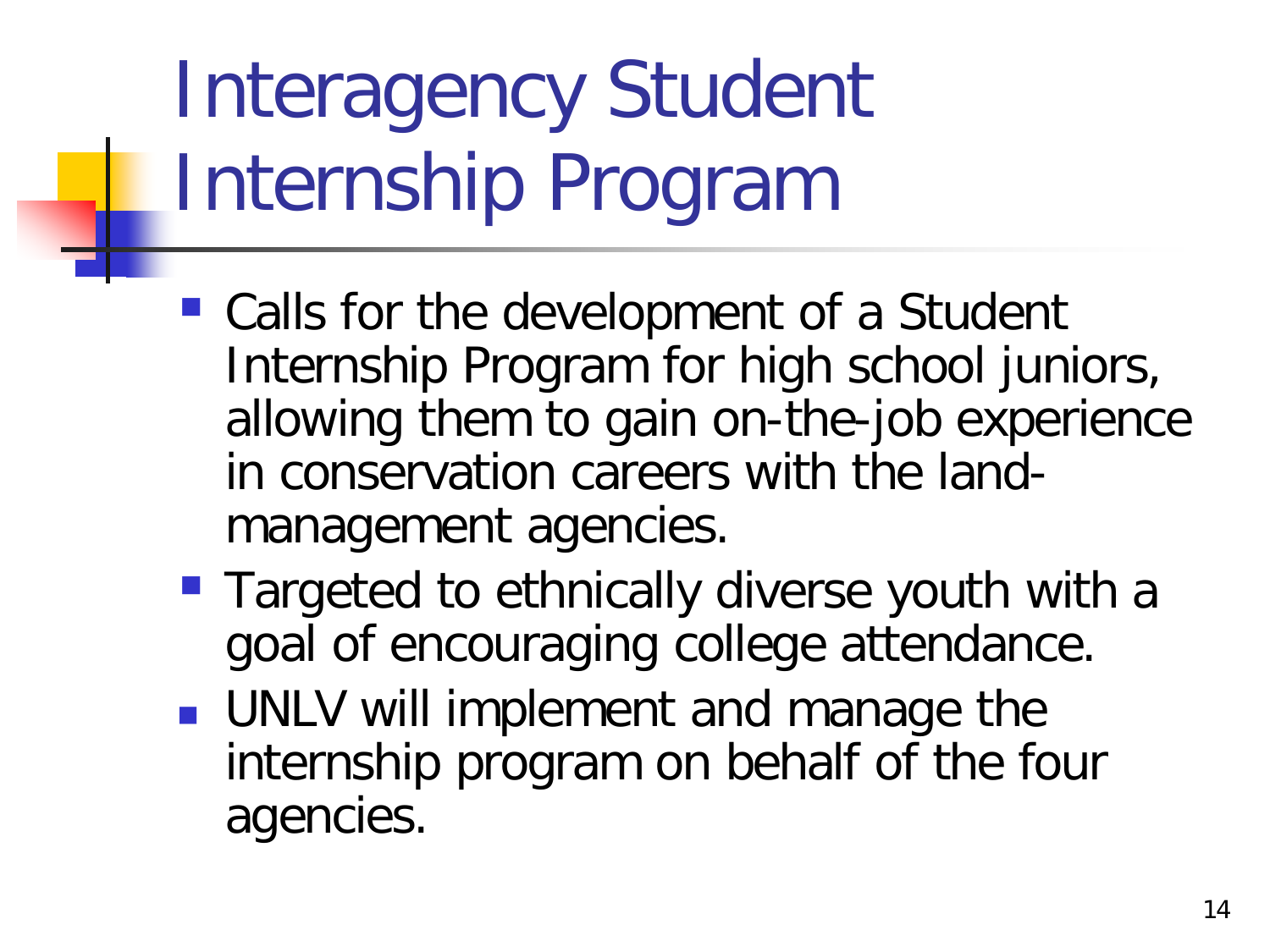# Interagency Student Internship Program

- Calls for the development of a Student Internship Program for high school juniors, allowing them to gain on-the-job experience in conservation careers with the land-management agencies.
- Targeted to ethnically diverse youth with a goal of encouraging college attendance.
- UNLV will implement and manage the internship program on behalf of the four agencies.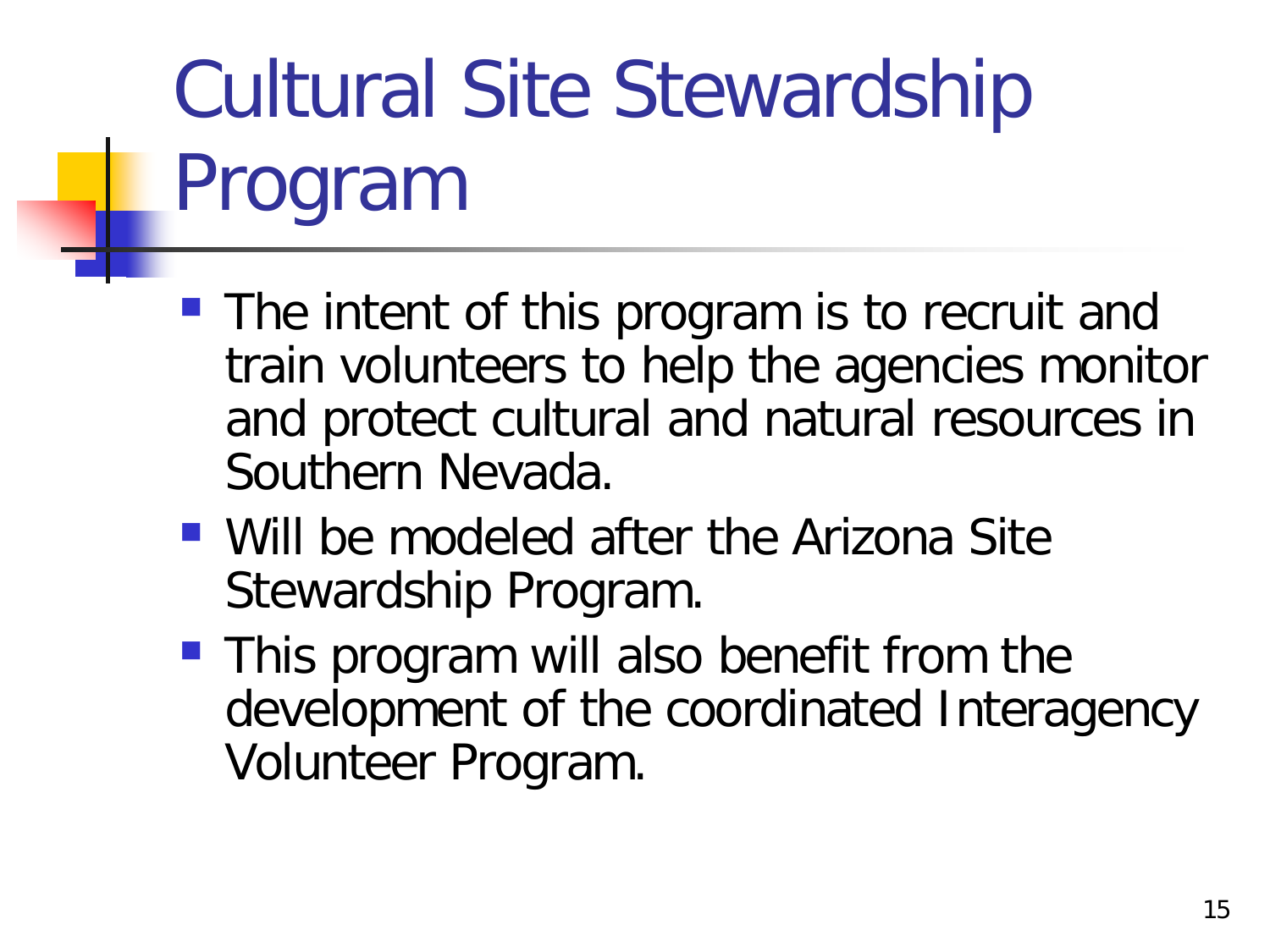# Cultural Site Stewardship Program

- The intent of this program is to recruit and train volunteers to help the agencies monitor and protect cultural and natural resources in Southern Nevada.
- Will be modeled after the Arizona Site Stewardship Program.
- This program will also benefit from the development of the coordinated Interagency Volunteer Program.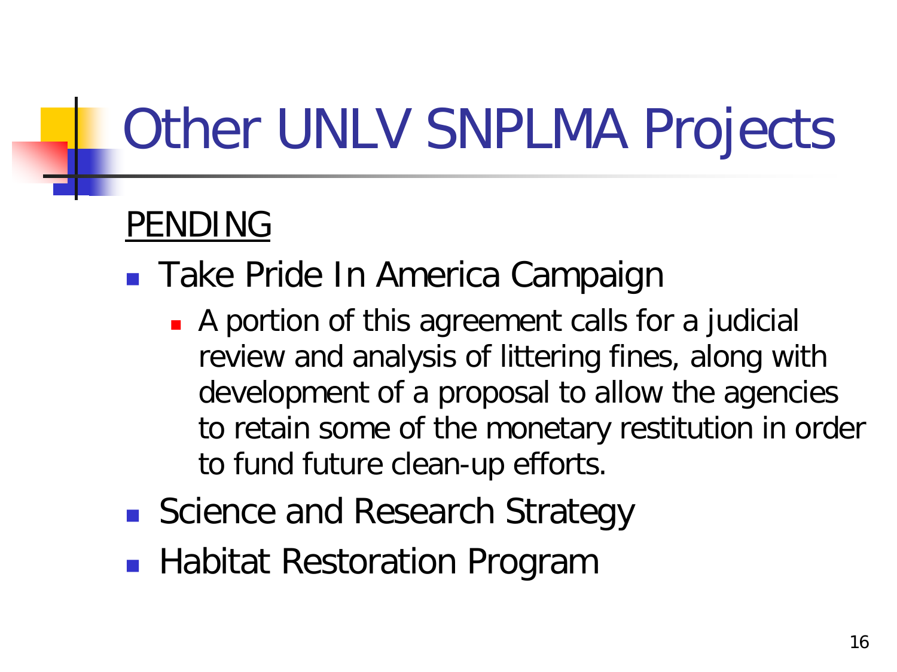# Other UNLV SNPLMA Projects

<u>PENDING</u>

- Take Pride In America Campaign
  - A portion of this agreement calls for a judicial review and analysis of littering fines, along with development of a proposal to allow the agencies to retain some of the monetary restitution in order to fund future clean-up efforts.
- Science and Research Strategy
- Habitat Restoration Program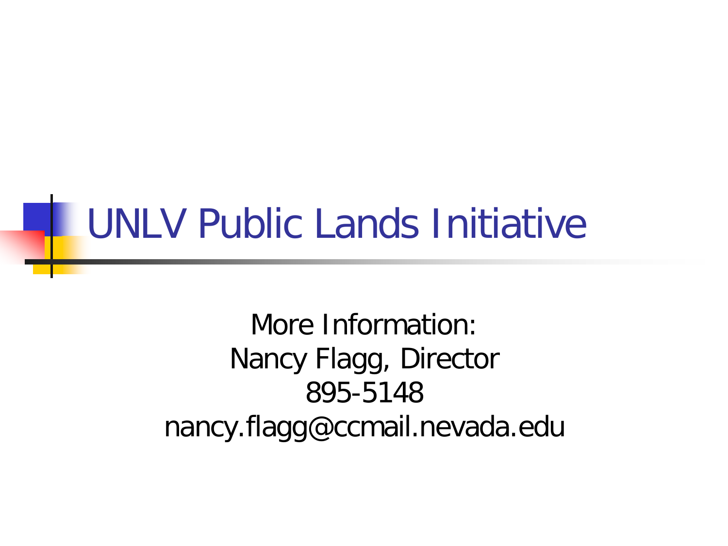# UNLV Public Lands Initiative

More Information:
Nancy Flagg, Director
895-5148
nancy.flagg@ccmail.nevada.edu